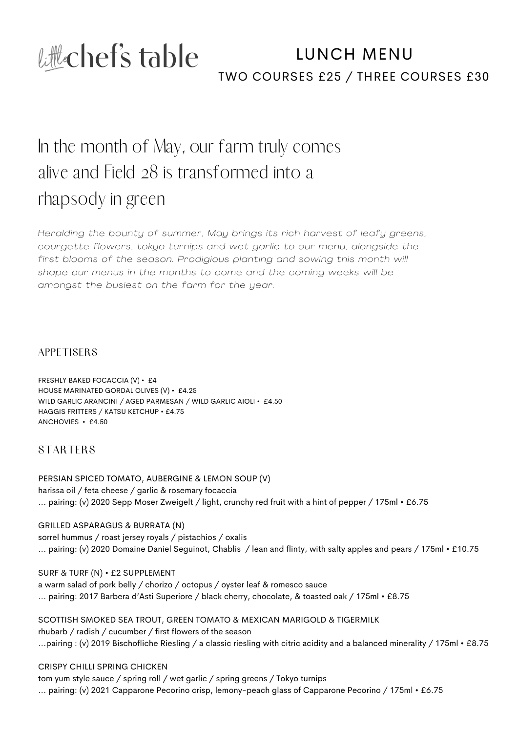# little chef's table

## LUNCH MENU

TWO COURSES £25 / THREE COURSES £30

## In the month of May, our farm truly comes alive and Field 28 is transformed into a rhapsody in green

*Heralding the bounty of summer, May brings its rich harvest of leafy greens, courgette flowers, tokyo turnips and wet garlic to our menu, alongside the first blooms of the season. Prodigious planting and sowing this month will shape our menus in the months to come and the coming weeks will be amongst the busiest on the farm for the year.*

### APPETISERS

FRESHLY BAKED FOCACCIA (V) • £4
HOUSE MARINATED GORDAL OLIVES (V) • £4.25
WILD GARLIC ARANCINI / AGED PARMESAN / WILD GARLIC AIOLI • £4.50
HAGGIS FRITTERS / KATSU KETCHUP • £4.75
ANCHOVIES • £4.50

### STARTERS

PERSIAN SPICED TOMATO, AUBERGINE & LEMON SOUP (V)
harissa oil / feta cheese / garlic & rosemary focaccia
… pairing: (v) 2020 Sepp Moser Zweigelt / light, crunchy red fruit with a hint of pepper / 175ml • £6.75

GRILLED ASPARAGUS & BURRATA (N)
sorrel hummus / roast jersey royals / pistachios / oxalis
… pairing: (v) 2020 Domaine Daniel Seguinot, Chablis / lean and flinty, with salty apples and pears / 175ml • £10.75

SURF & TURF (N) • £2 SUPPLEMENT
a warm salad of pork belly / chorizo / octopus / oyster leaf & romesco sauce
… pairing: 2017 Barbera d'Asti Superiore / black cherry, chocolate, & toasted oak / 175ml • £8.75

SCOTTISH SMOKED SEA TROUT, GREEN TOMATO & MEXICAN MARIGOLD & TIGERMILK
rhubarb / radish / cucumber / first flowers of the season
…pairing : (v) 2019 Bischofliche Riesling / a classic riesling with citric acidity and a balanced minerality / 175ml • £8.75

CRISPY CHILLI SPRING CHICKEN
tom yum style sauce / spring roll / wet garlic / spring greens / Tokyo turnips
… pairing: (v) 2021 Capparone Pecorino crisp, lemony-peach glass of Capparone Pecorino / 175ml • £6.75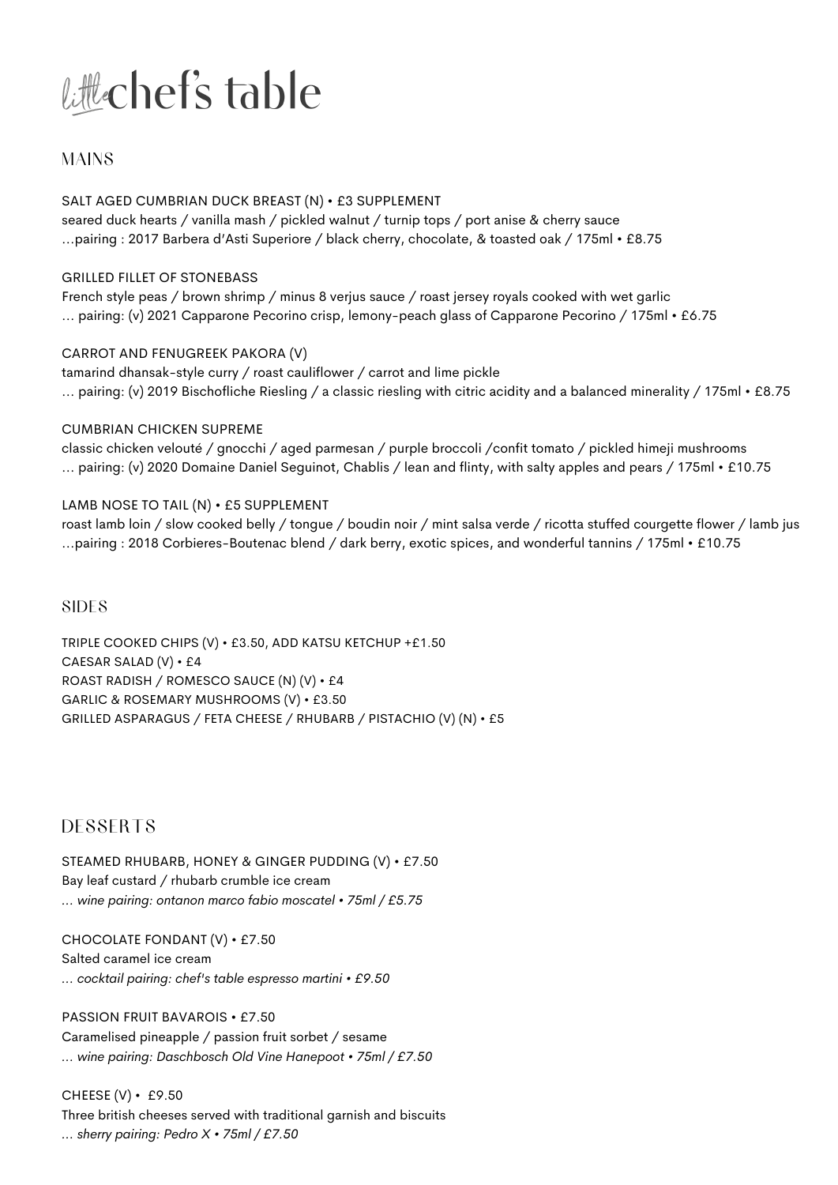# little chef's table

## MAINS

SALT AGED CUMBRIAN DUCK BREAST (N) • £3 SUPPLEMENT
seared duck hearts / vanilla mash / pickled walnut / turnip tops / port anise & cherry sauce
…pairing : 2017 Barbera d'Asti Superiore / black cherry, chocolate, & toasted oak / 175ml • £8.75

GRILLED FILLET OF STONEBASS
French style peas / brown shrimp / minus 8 verjus sauce / roast jersey royals cooked with wet garlic
… pairing: (v) 2021 Capparone Pecorino crisp, lemony-peach glass of Capparone Pecorino / 175ml • £6.75

CARROT AND FENUGREEK PAKORA (V)
tamarind dhansak-style curry / roast cauliflower / carrot and lime pickle
… pairing: (v) 2019 Bischofliche Riesling / a classic riesling with citric acidity and a balanced minerality / 175ml • £8.75

CUMBRIAN CHICKEN SUPREME
classic chicken velouté / gnocchi / aged parmesan / purple broccoli /confit tomato / pickled himeji mushrooms
… pairing: (v) 2020 Domaine Daniel Seguinot, Chablis / lean and flinty, with salty apples and pears / 175ml • £10.75

LAMB NOSE TO TAIL (N) • £5 SUPPLEMENT
roast lamb loin / slow cooked belly / tongue / boudin noir / mint salsa verde / ricotta stuffed courgette flower / lamb jus
…pairing : 2018 Corbieres-Boutenac blend / dark berry, exotic spices, and wonderful tannins / 175ml • £10.75

## SIDES

TRIPLE COOKED CHIPS (V) • £3.50, ADD KATSU KETCHUP +£1.50
CAESAR SALAD (V) • £4
ROAST RADISH / ROMESCO SAUCE (N) (V) • £4
GARLIC & ROSEMARY MUSHROOMS (V) • £3.50
GRILLED ASPARAGUS / FETA CHEESE / RHUBARB / PISTACHIO (V) (N) • £5

## DESSERTS

STEAMED RHUBARB, HONEY & GINGER PUDDING (V) • £7.50
Bay leaf custard / rhubarb crumble ice cream
*... wine pairing: ontanon marco fabio moscatel • 75ml / £5.75*

CHOCOLATE FONDANT (V) • £7.50
Salted caramel ice cream
*... cocktail pairing: chef's table espresso martini • £9.50*

PASSION FRUIT BAVAROIS • £7.50
Caramelised pineapple / passion fruit sorbet / sesame
*... wine pairing: Daschbosch Old Vine Hanepoot • 75ml / £7.50*

CHEESE (V) • £9.50
Three british cheeses served with traditional garnish and biscuits
*... sherry pairing: Pedro X • 75ml / £7.50*